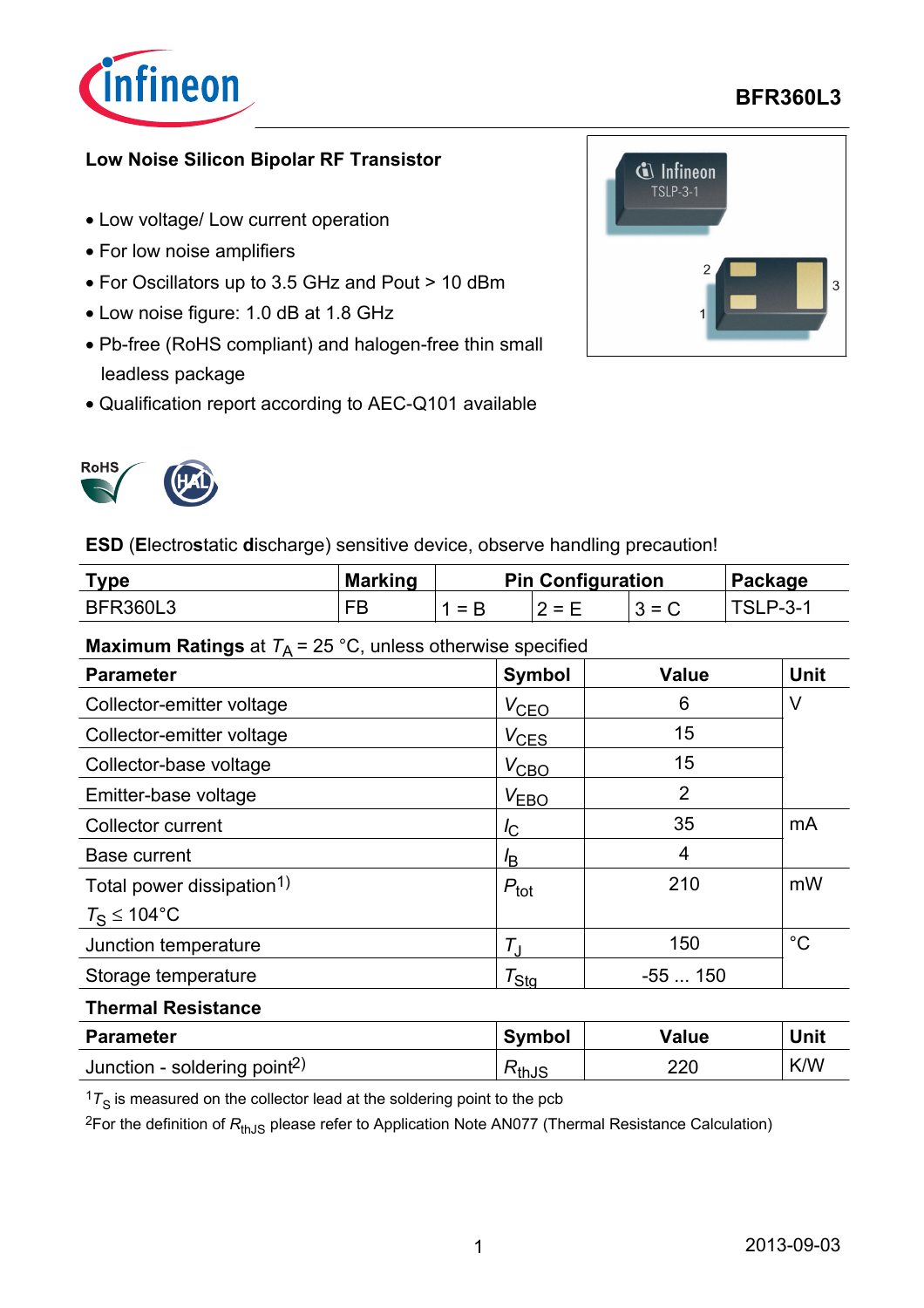# BFR360L3

## Low Noise Silicon Bipolar RF Transistor

- Low voltage/ Low current operation
- For low noise amplifiers
- For Oscillators up to 3.5 GHz and Pout > 10 dBm
- Low noise figure: 1.0 dB at 1.8 GHz
- Pb-free (RoHS compliant) and halogen-free thin small leadless package
- Qualification report according to AEC-Q101 available

**ESD** (**E**lectro**s**tatic **d**ischarge) sensitive device, observe handling precaution!

| Type | Marking | Pin Configuration | | | Package |
|---|---|---|---|---|---|
| BFR360L3 | FB | 1 = B | 2 = E | 3 = C | TSLP-3-1 |

**Maximum Ratings** at $T_A$ = 25 °C, unless otherwise specified

| Parameter | Symbol | Value | Unit |
|---|---|---|---|
| Collector-emitter voltage | $V_{CEO}$ | 6 | V |
| Collector-emitter voltage | $V_{CES}$ | 15 | |
| Collector-base voltage | $V_{CBO}$ | 15 | |
| Emitter-base voltage | $V_{EBO}$ | 2 | |
| Collector current | $I_C$ | 35 | mA |
| Base current | $I_B$ | 4 | |
| Total power dissipation[1)] $T_S \leq 104°C$ | $P_{tot}$ | 210 | mW |
| Junction temperature | $T_J$ | 150 | °C |
| Storage temperature | $T_{Stg}$ | -55 ... 150 | |

**Thermal Resistance**

| Parameter | Symbol | Value | Unit |
|---|---|---|---|
| Junction - soldering point[2)] | $R_{thJS}$ | 220 | K/W |

[1]$T_S$ is measured on the collector lead at the soldering point to the pcb

[2]For the definition of $R_{thJS}$ please refer to Application Note AN077 (Thermal Resistance Calculation)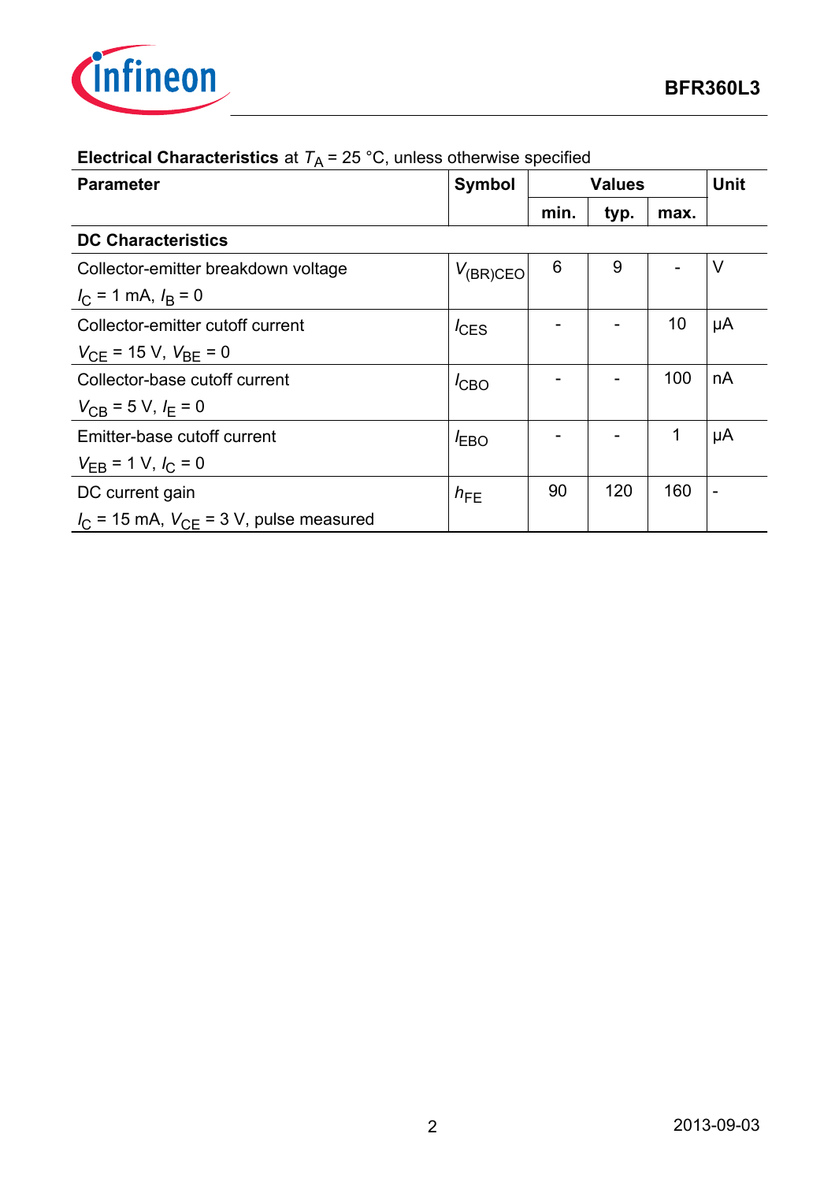**Electrical Characteristics** at $T_A$ = 25 °C, unless otherwise specified

| Parameter | Symbol | Values | | | Unit |
|---|---|---|---|---|---|
| | | min. | typ. | max. | |
| **DC Characteristics** | | | | | |
| Collector-emitter breakdown voltage<br>$I_C$ = 1 mA, $I_B$ = 0 | $V_{(BR)CEO}$ | 6 | 9 | - | V |
| Collector-emitter cutoff current<br>$V_{CE}$ = 15 V, $V_{BE}$ = 0 | $I_{CES}$ | - | - | 10 | µA |
| Collector-base cutoff current<br>$V_{CB}$ = 5 V, $I_E$ = 0 | $I_{CBO}$ | - | - | 100 | nA |
| Emitter-base cutoff current<br>$V_{EB}$ = 1 V, $I_C$ = 0 | $I_{EBO}$ | - | - | 1 | µA |
| DC current gain<br>$I_C$ = 15 mA, $V_{CE}$ = 3 V, pulse measured | $h_{FE}$ | 90 | 120 | 160 | - |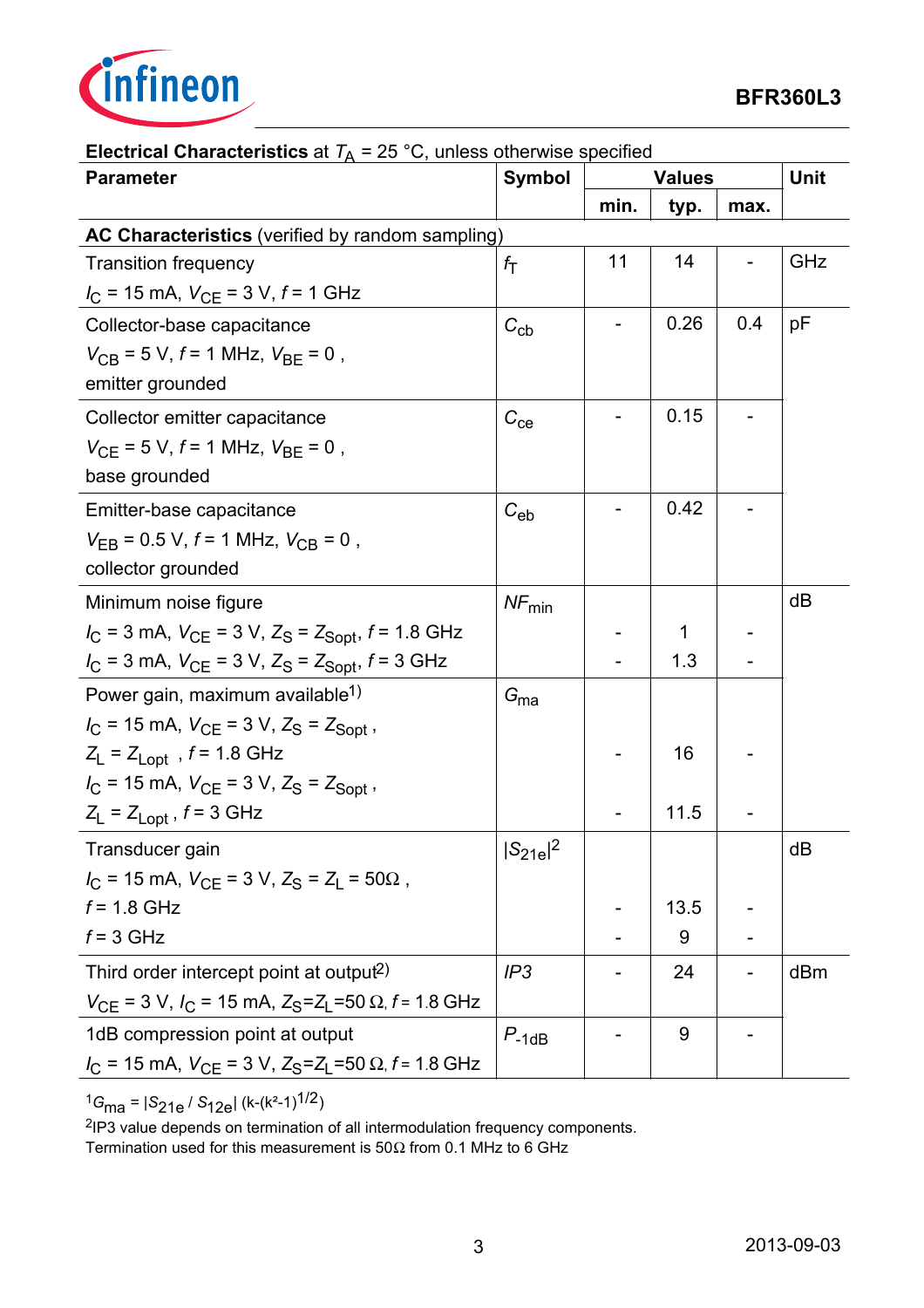**Electrical Characteristics** at $T_A$ = 25 °C, unless otherwise specified

| Parameter | Symbol | Values | | | Unit |
|---|---|---|---|---|---|
| | | min. | typ. | max. | |
| **AC Characteristics** (verified by random sampling) | | | | | |
| Transition frequency<br>$I_C$ = 15 mA, $V_{CE}$ = 3 V, $f$ = 1 GHz | $f_T$ | 11 | 14 | - | GHz |
| Collector-base capacitance<br>$V_{CB}$ = 5 V, $f$ = 1 MHz, $V_{BE}$ = 0 ,<br>emitter grounded | $C_{cb}$ | - | 0.26 | 0.4 | pF |
| Collector emitter capacitance<br>$V_{CE}$ = 5 V, $f$ = 1 MHz, $V_{BE}$ = 0 ,<br>base grounded | $C_{ce}$ | - | 0.15 | - | |
| Emitter-base capacitance<br>$V_{EB}$ = 0.5 V, $f$ = 1 MHz, $V_{CB}$ = 0 ,<br>collector grounded | $C_{eb}$ | - | 0.42 | - | |
| Minimum noise figure<br>$I_C$ = 3 mA, $V_{CE}$ = 3 V, $Z_S$ = $Z_{Sopt}$, $f$ = 1.8 GHz<br>$I_C$ = 3 mA, $V_{CE}$ = 3 V, $Z_S$ = $Z_{Sopt}$, $f$ = 3 GHz | $NF_{min}$ | -<br>- | 1<br>1.3 | -<br>- | dB |
| Power gain, maximum available[1)]<br>$I_C$ = 15 mA, $V_{CE}$ = 3 V, $Z_S$ = $Z_{Sopt}$ ,<br>$Z_L$ = $Z_{Lopt}$ , $f$ = 1.8 GHz<br>$I_C$ = 15 mA, $V_{CE}$ = 3 V, $Z_S$ = $Z_{Sopt}$ ,<br>$Z_L$ = $Z_{Lopt}$ , $f$ = 3 GHz | $G_{ma}$ | -<br>- | 16<br>11.5 | -<br>- | |
| Transducer gain<br>$I_C$ = 15 mA, $V_{CE}$ = 3 V, $Z_S$ = $Z_L$ = 50Ω ,<br>$f$ = 1.8 GHz<br>$f$ = 3 GHz | $\|S_{21e}\|^2$ | -<br>- | 13.5<br>9 | -<br>- | dB |
| Third order intercept point at output[2)]<br>$V_{CE}$ = 3 V, $I_C$ = 15 mA, $Z_S$=$Z_L$=50 Ω, $f$ = 1.8 GHz | $IP3$ | - | 24 | - | dBm |
| 1dB compression point at output<br>$I_C$ = 15 mA, $V_{CE}$ = 3 V, $Z_S$=$Z_L$=50 Ω, $f$ = 1.8 GHz | $P_{-1dB}$ | - | 9 | - | |

[1] $G_{ma} = |S_{21e} / S_{12e}| \, (k-(k^2-1)^{1/2})$

[2] IP3 value depends on termination of all intermodulation frequency components.
Termination used for this measurement is 50Ω from 0.1 MHz to 6 GHz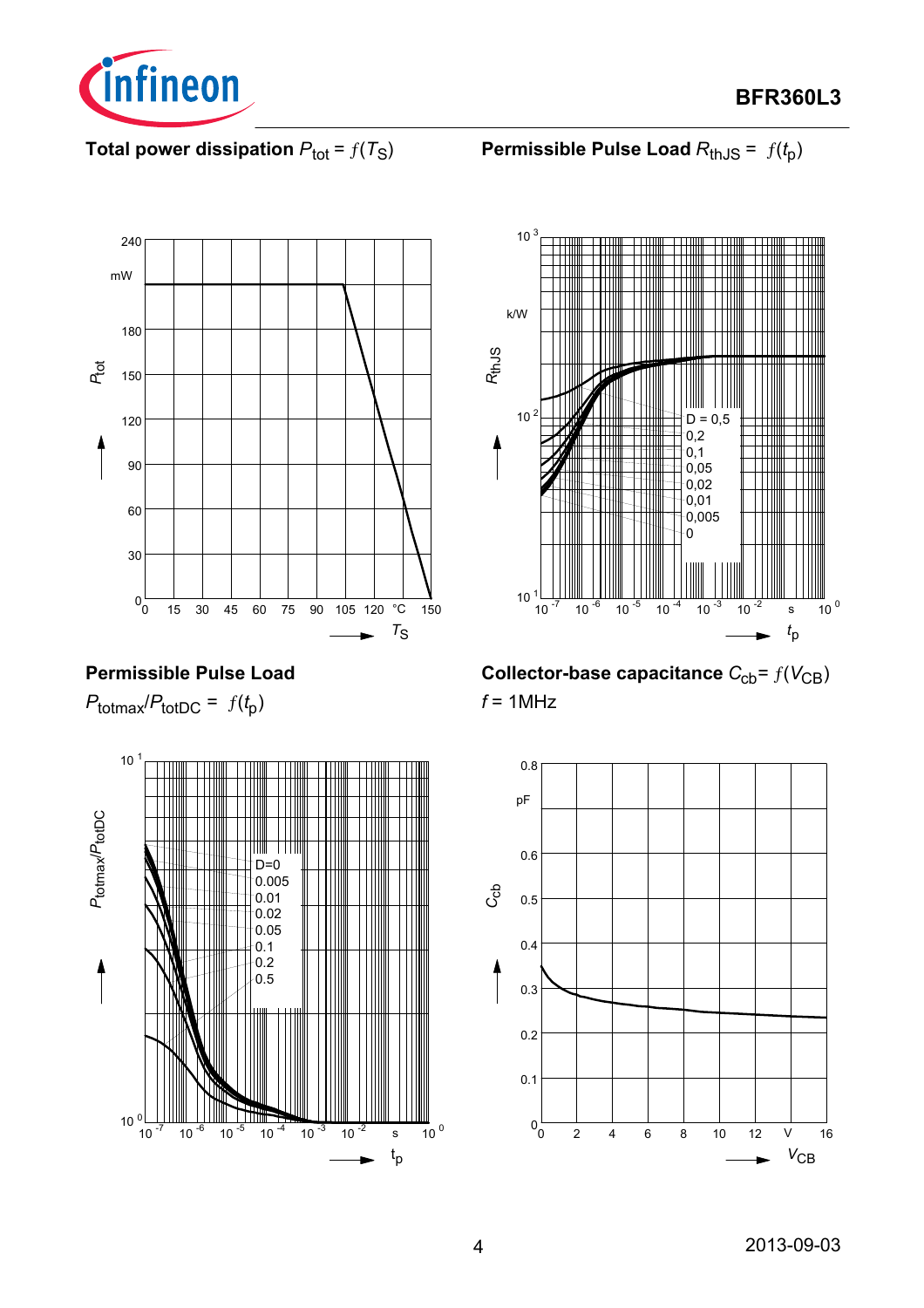**Total power dissipation $P_{tot} = f(T_S)$**

**Permissible Pulse Load $R_{thJS} = f(t_p)$**

**Permissible Pulse Load**

$P_{totmax}/P_{totDC} = f(t_p)$

**Collector-base capacitance $C_{cb} = f(V_{CB})$**

$f$ = 1MHz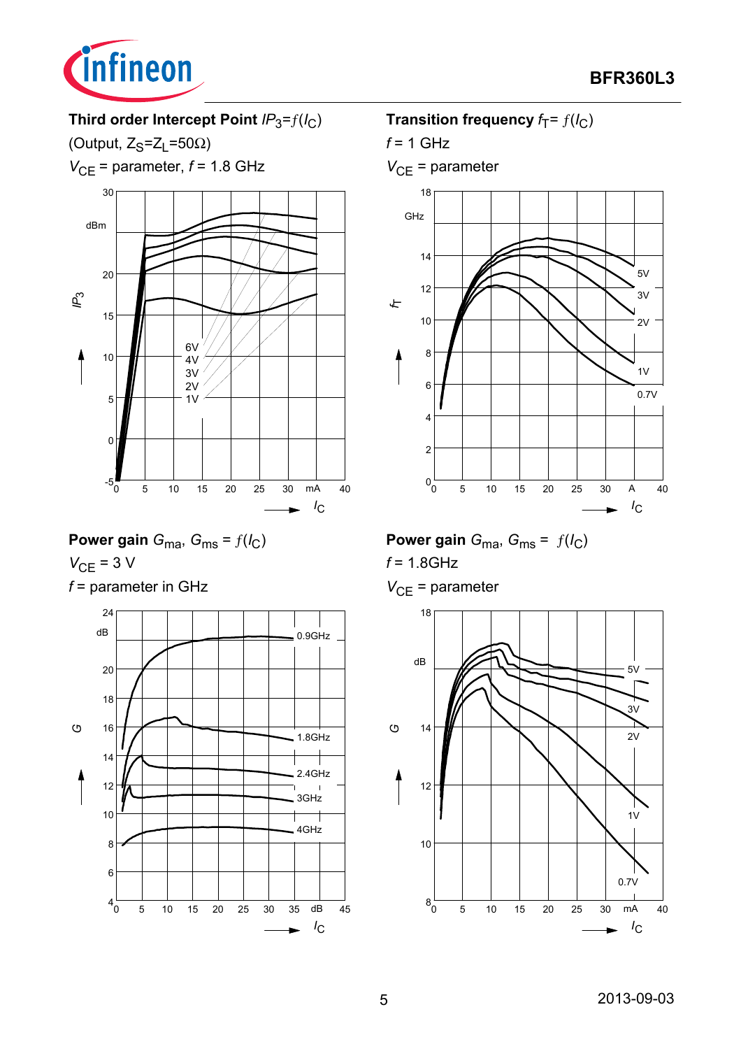**Third order Intercept Point** $IP_3 = f(I_C)$

(Output, $Z_S = Z_L = 50\Omega$)

$V_{CE}$ = parameter, $f$ = 1.8 GHz

**Transition frequency** $f_T = f(I_C)$

$f$ = 1 GHz

$V_{CE}$ = parameter

**Power gain** $G_{ma}$, $G_{ms} = f(I_C)$

$V_{CE}$ = 3 V

$f$ = parameter in GHz

**Power gain** $G_{ma}$, $G_{ms} = f(I_C)$

$f$ = 1.8GHz

$V_{CE}$ = parameter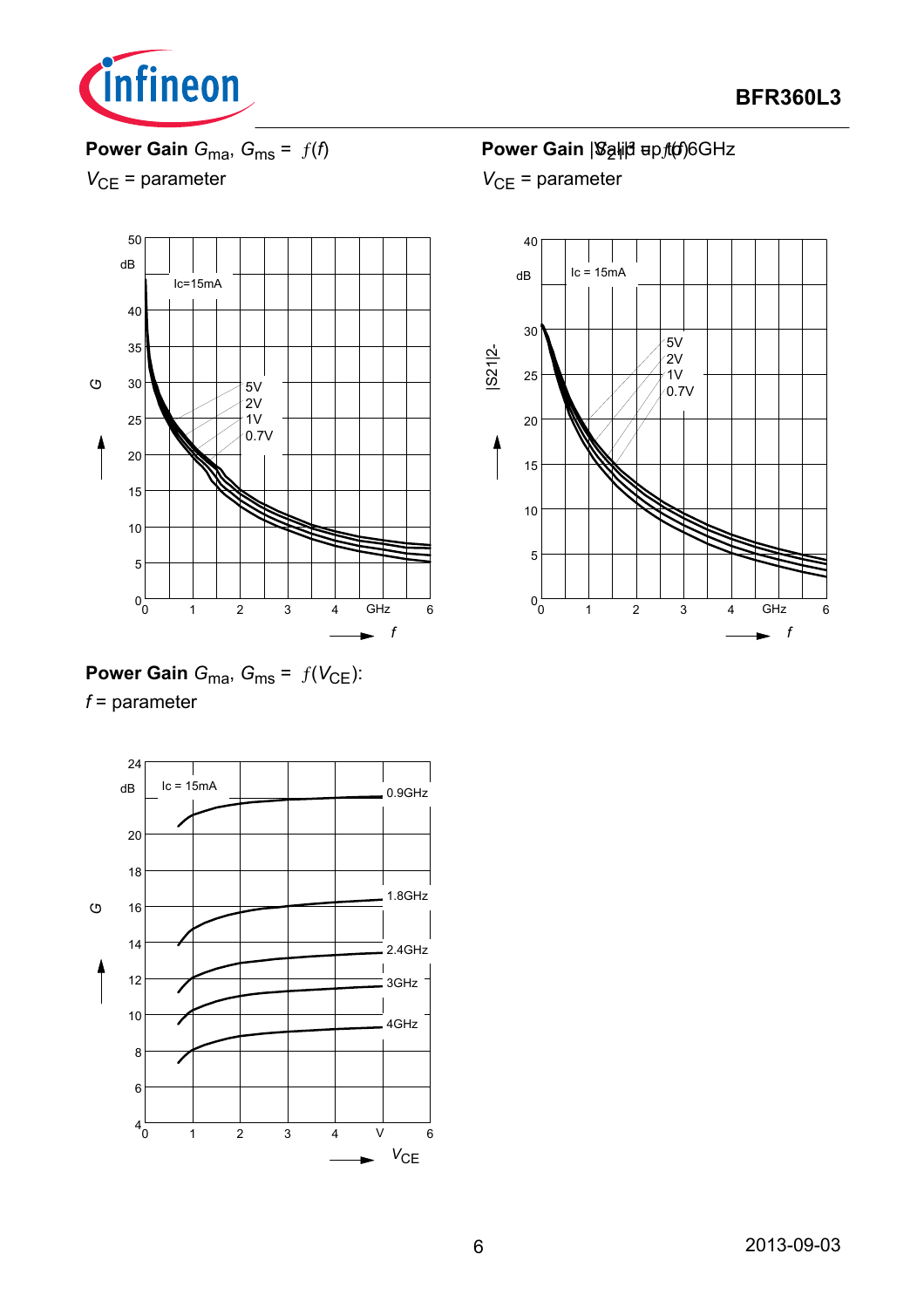**Power Gain** $G_{ma}$, $G_{ms}$ = $f(f)$
$V_{CE}$ = parameter

**Power Gain** $|S_{21}|^2$ = $f(f)$
$V_{CE}$ = parameter

**Power Gain** $G_{ma}$, $G_{ms}$ = $f(V_{CE})$:
$f$ = parameter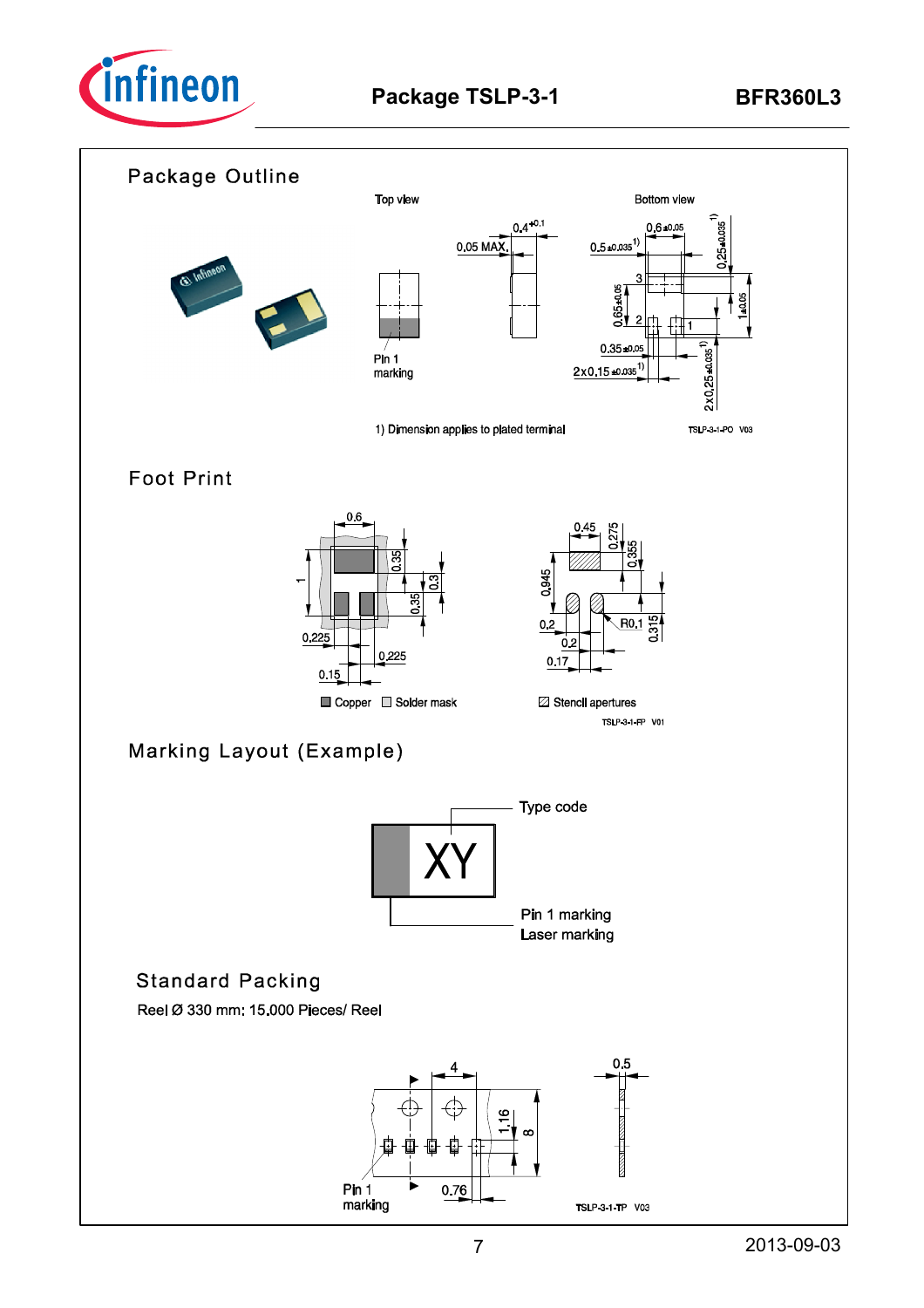## Package Outline

Top view

Bottom view

Pin 1 marking

1) Dimension applies to plated terminal

TSLP-3-1-PO V03

## Foot Print

Copper

Solder mask

Stencil apertures

TSLP-3-1-FP V01

## Marking Layout (Example)

Type code

Pin 1 marking
Laser marking

## Standard Packing

Reel Ø 330 mm: 15.000 Pieces/ Reel

Pin 1 marking

TSLP-3-1-TP V03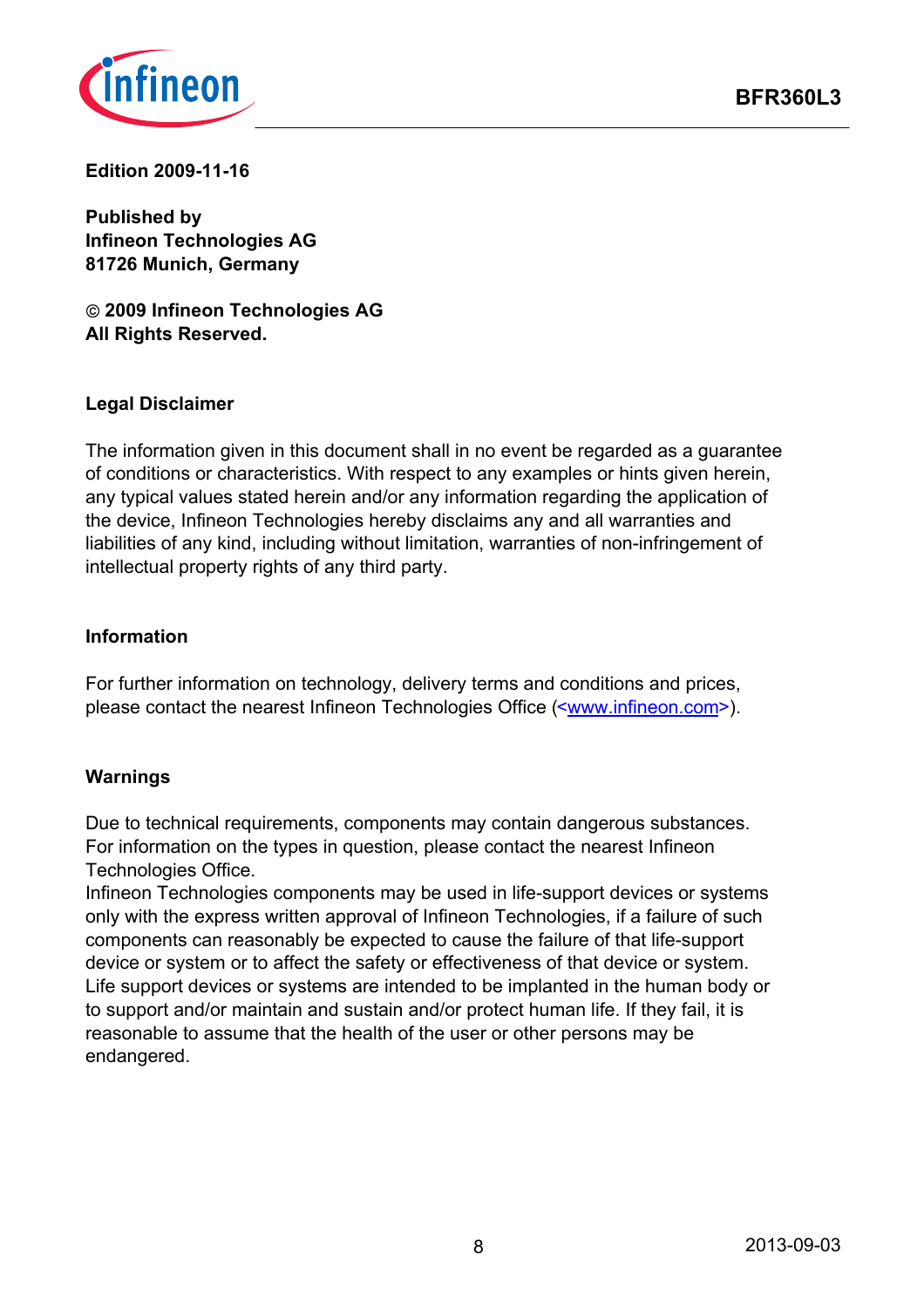**Edition 2009-11-16**

**Published by**
**Infineon Technologies AG**
**81726 Munich, Germany**

**© 2009 Infineon Technologies AG**
**All Rights Reserved.**

**Legal Disclaimer**

The information given in this document shall in no event be regarded as a guarantee of conditions or characteristics. With respect to any examples or hints given herein, any typical values stated herein and/or any information regarding the application of the device, Infineon Technologies hereby disclaims any and all warranties and liabilities of any kind, including without limitation, warranties of non-infringement of intellectual property rights of any third party.

**Information**

For further information on technology, delivery terms and conditions and prices, please contact the nearest Infineon Technologies Office (<www.infineon.com>).

**Warnings**

Due to technical requirements, components may contain dangerous substances. For information on the types in question, please contact the nearest Infineon Technologies Office.
Infineon Technologies components may be used in life-support devices or systems only with the express written approval of Infineon Technologies, if a failure of such components can reasonably be expected to cause the failure of that life-support device or system or to affect the safety or effectiveness of that device or system. Life support devices or systems are intended to be implanted in the human body or to support and/or maintain and sustain and/or protect human life. If they fail, it is reasonable to assume that the health of the user or other persons may be endangered.